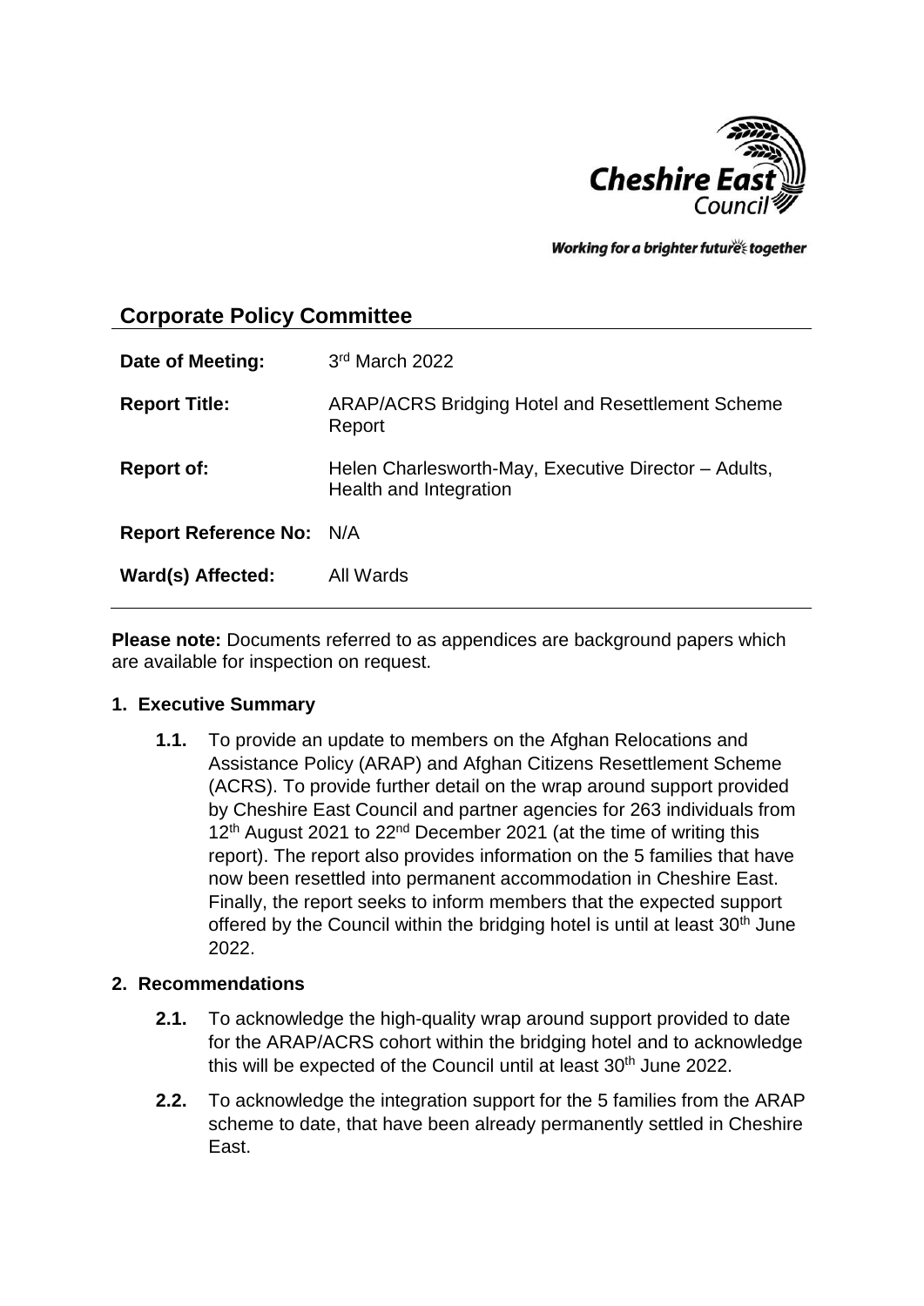Working for a brighter future together

## Corporate Policy Committee

| | |
|---|---|
| **Date of Meeting:** | 3rd March 2022 |
| **Report Title:** | ARAP/ACRS Bridging Hotel and Resettlement Scheme Report |
| **Report of:** | Helen Charlesworth-May, Executive Director – Adults, Health and Integration |
| **Report Reference No:** | N/A |
| **Ward(s) Affected:** | All Wards |

**Please note:** Documents referred to as appendices are background papers which are available for inspection on request.

### 1. Executive Summary

**1.1.** To provide an update to members on the Afghan Relocations and Assistance Policy (ARAP) and Afghan Citizens Resettlement Scheme (ACRS). To provide further detail on the wrap around support provided by Cheshire East Council and partner agencies for 263 individuals from 12th August 2021 to 22nd December 2021 (at the time of writing this report). The report also provides information on the 5 families that have now been resettled into permanent accommodation in Cheshire East. Finally, the report seeks to inform members that the expected support offered by the Council within the bridging hotel is until at least 30th June 2022.

### 2. Recommendations

**2.1.** To acknowledge the high-quality wrap around support provided to date for the ARAP/ACRS cohort within the bridging hotel and to acknowledge this will be expected of the Council until at least 30th June 2022.

**2.2.** To acknowledge the integration support for the 5 families from the ARAP scheme to date, that have been already permanently settled in Cheshire East.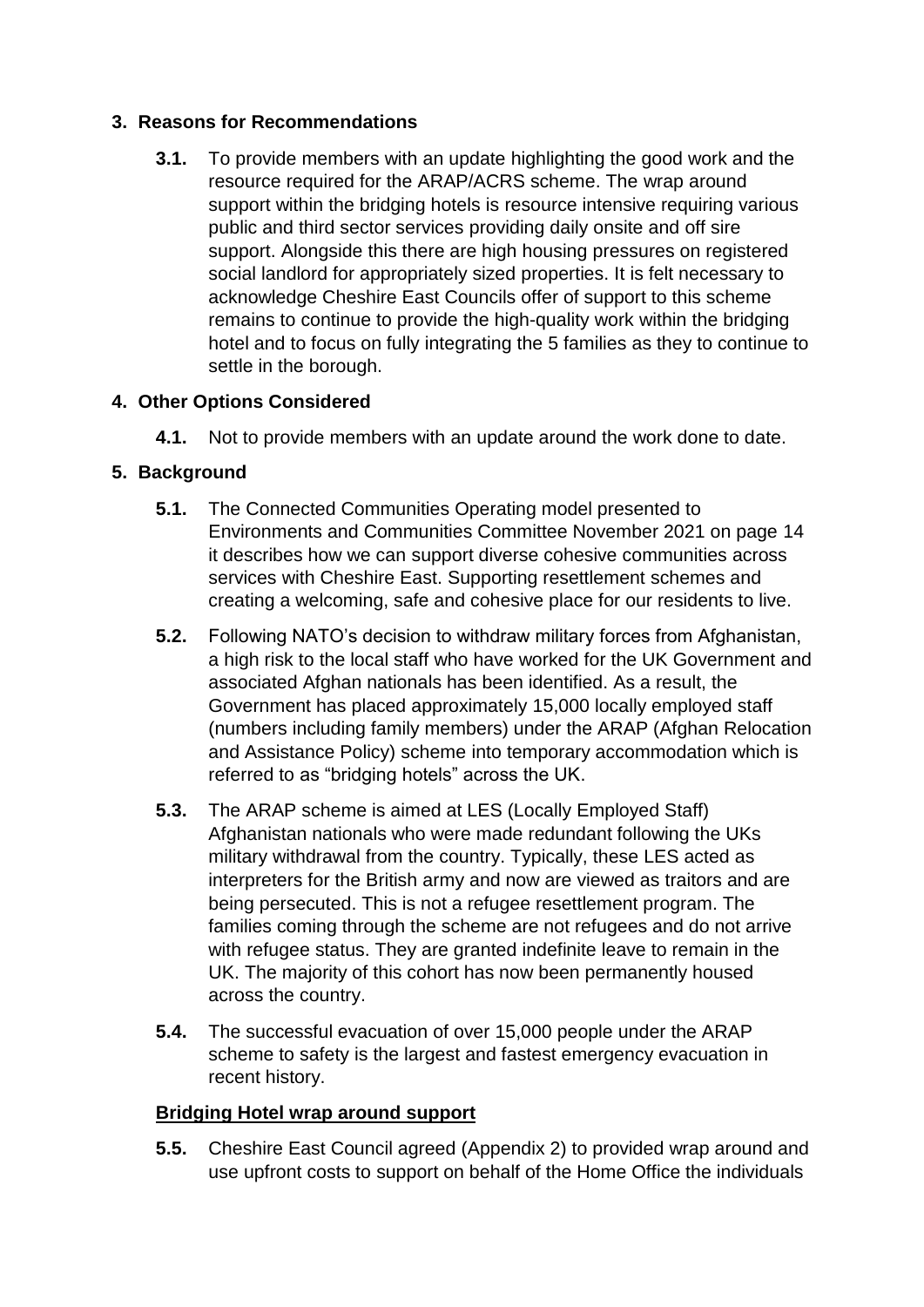## 3. Reasons for Recommendations

**3.1.** To provide members with an update highlighting the good work and the resource required for the ARAP/ACRS scheme. The wrap around support within the bridging hotels is resource intensive requiring various public and third sector services providing daily onsite and off sire support. Alongside this there are high housing pressures on registered social landlord for appropriately sized properties. It is felt necessary to acknowledge Cheshire East Councils offer of support to this scheme remains to continue to provide the high-quality work within the bridging hotel and to focus on fully integrating the 5 families as they to continue to settle in the borough.

## 4. Other Options Considered

**4.1.** Not to provide members with an update around the work done to date.

## 5. Background

**5.1.** The Connected Communities Operating model presented to Environments and Communities Committee November 2021 on page 14 it describes how we can support diverse cohesive communities across services with Cheshire East. Supporting resettlement schemes and creating a welcoming, safe and cohesive place for our residents to live.

**5.2.** Following NATO's decision to withdraw military forces from Afghanistan, a high risk to the local staff who have worked for the UK Government and associated Afghan nationals has been identified. As a result, the Government has placed approximately 15,000 locally employed staff (numbers including family members) under the ARAP (Afghan Relocation and Assistance Policy) scheme into temporary accommodation which is referred to as "bridging hotels" across the UK.

**5.3.** The ARAP scheme is aimed at LES (Locally Employed Staff) Afghanistan nationals who were made redundant following the UKs military withdrawal from the country. Typically, these LES acted as interpreters for the British army and now are viewed as traitors and are being persecuted. This is not a refugee resettlement program. The families coming through the scheme are not refugees and do not arrive with refugee status. They are granted indefinite leave to remain in the UK. The majority of this cohort has now been permanently housed across the country.

**5.4.** The successful evacuation of over 15,000 people under the ARAP scheme to safety is the largest and fastest emergency evacuation in recent history.

**Bridging Hotel wrap around support**

**5.5.** Cheshire East Council agreed (Appendix 2) to provided wrap around and use upfront costs to support on behalf of the Home Office the individuals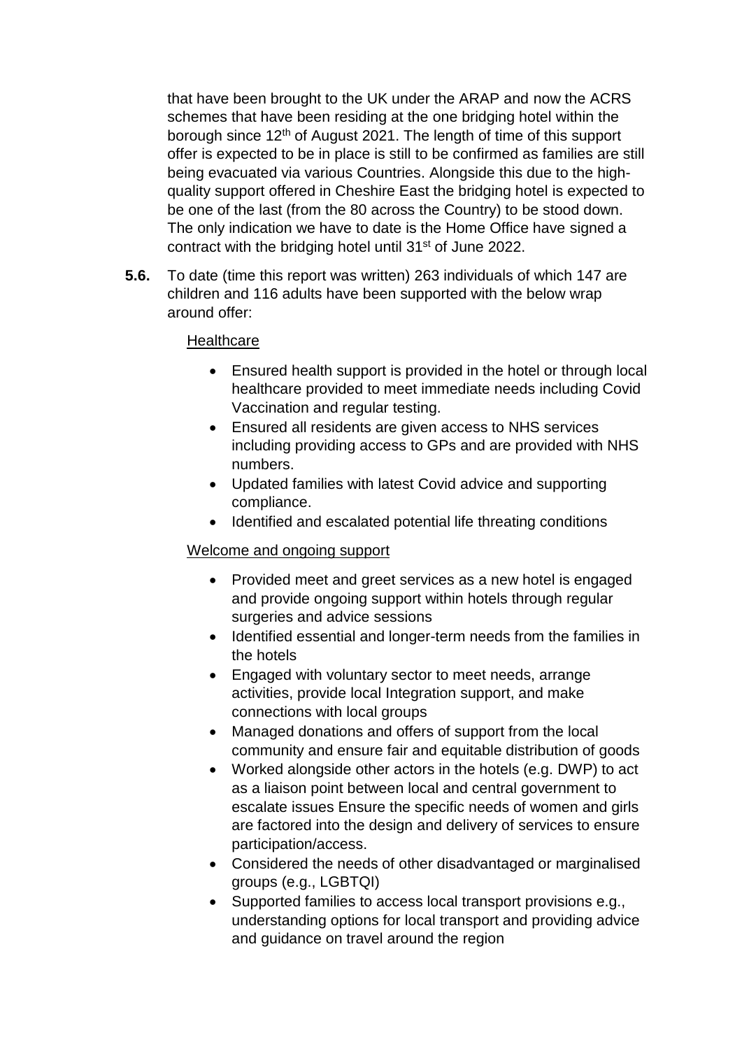that have been brought to the UK under the ARAP and now the ACRS schemes that have been residing at the one bridging hotel within the borough since 12th of August 2021. The length of time of this support offer is expected to be in place is still to be confirmed as families are still being evacuated via various Countries. Alongside this due to the high-quality support offered in Cheshire East the bridging hotel is expected to be one of the last (from the 80 across the Country) to be stood down. The only indication we have to date is the Home Office have signed a contract with the bridging hotel until 31st of June 2022.

**5.6.** To date (time this report was written) 263 individuals of which 147 are children and 116 adults have been supported with the below wrap around offer:

Healthcare

- Ensured health support is provided in the hotel or through local healthcare provided to meet immediate needs including Covid Vaccination and regular testing.
- Ensured all residents are given access to NHS services including providing access to GPs and are provided with NHS numbers.
- Updated families with latest Covid advice and supporting compliance.
- Identified and escalated potential life threating conditions

Welcome and ongoing support

- Provided meet and greet services as a new hotel is engaged and provide ongoing support within hotels through regular surgeries and advice sessions
- Identified essential and longer-term needs from the families in the hotels
- Engaged with voluntary sector to meet needs, arrange activities, provide local Integration support, and make connections with local groups
- Managed donations and offers of support from the local community and ensure fair and equitable distribution of goods
- Worked alongside other actors in the hotels (e.g. DWP) to act as a liaison point between local and central government to escalate issues Ensure the specific needs of women and girls are factored into the design and delivery of services to ensure participation/access.
- Considered the needs of other disadvantaged or marginalised groups (e.g., LGBTQI)
- Supported families to access local transport provisions e.g., understanding options for local transport and providing advice and guidance on travel around the region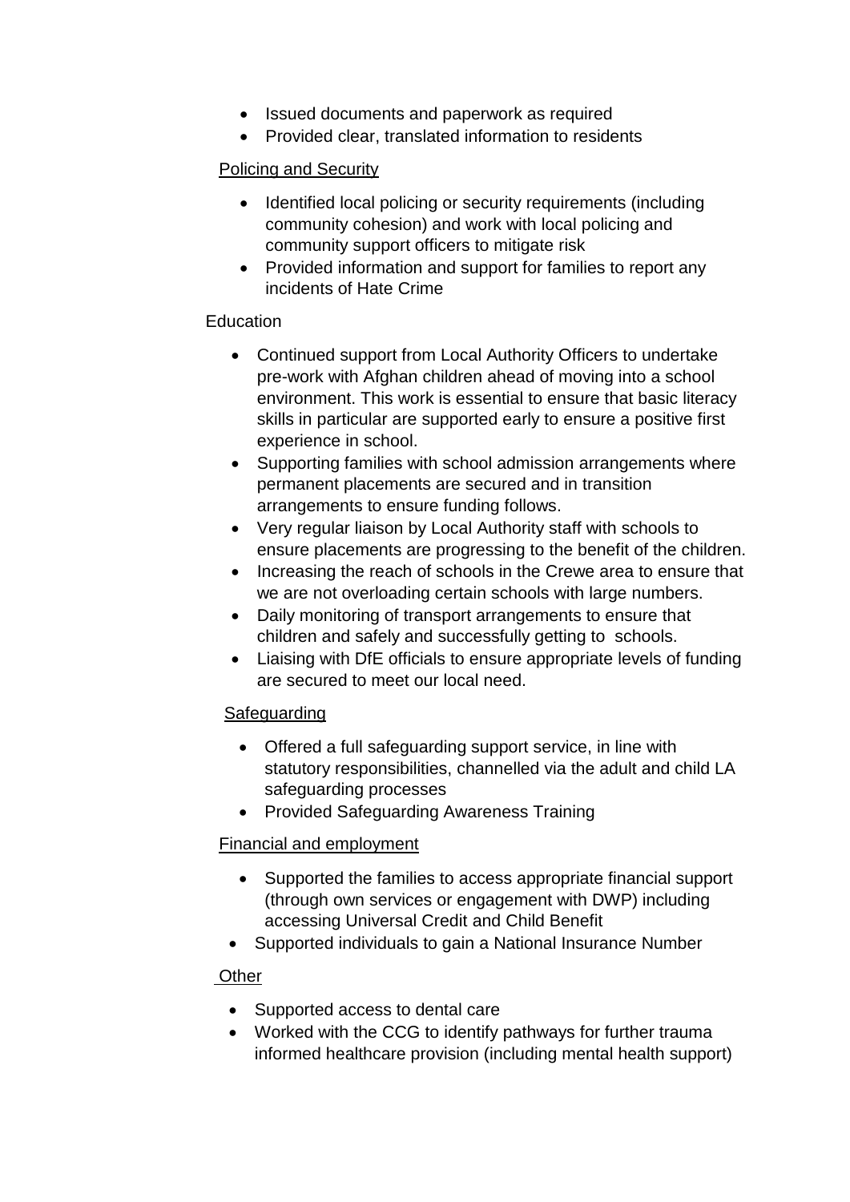- Issued documents and paperwork as required
- Provided clear, translated information to residents

Policing and Security

- Identified local policing or security requirements (including community cohesion) and work with local policing and community support officers to mitigate risk
- Provided information and support for families to report any incidents of Hate Crime

Education

- Continued support from Local Authority Officers to undertake pre-work with Afghan children ahead of moving into a school environment. This work is essential to ensure that basic literacy skills in particular are supported early to ensure a positive first experience in school.
- Supporting families with school admission arrangements where permanent placements are secured and in transition arrangements to ensure funding follows.
- Very regular liaison by Local Authority staff with schools to ensure placements are progressing to the benefit of the children.
- Increasing the reach of schools in the Crewe area to ensure that we are not overloading certain schools with large numbers.
- Daily monitoring of transport arrangements to ensure that children and safely and successfully getting to schools.
- Liaising with DfE officials to ensure appropriate levels of funding are secured to meet our local need.

Safeguarding

- Offered a full safeguarding support service, in line with statutory responsibilities, channelled via the adult and child LA safeguarding processes
- Provided Safeguarding Awareness Training

Financial and employment

- Supported the families to access appropriate financial support (through own services or engagement with DWP) including accessing Universal Credit and Child Benefit
- Supported individuals to gain a National Insurance Number

Other

- Supported access to dental care
- Worked with the CCG to identify pathways for further trauma informed healthcare provision (including mental health support)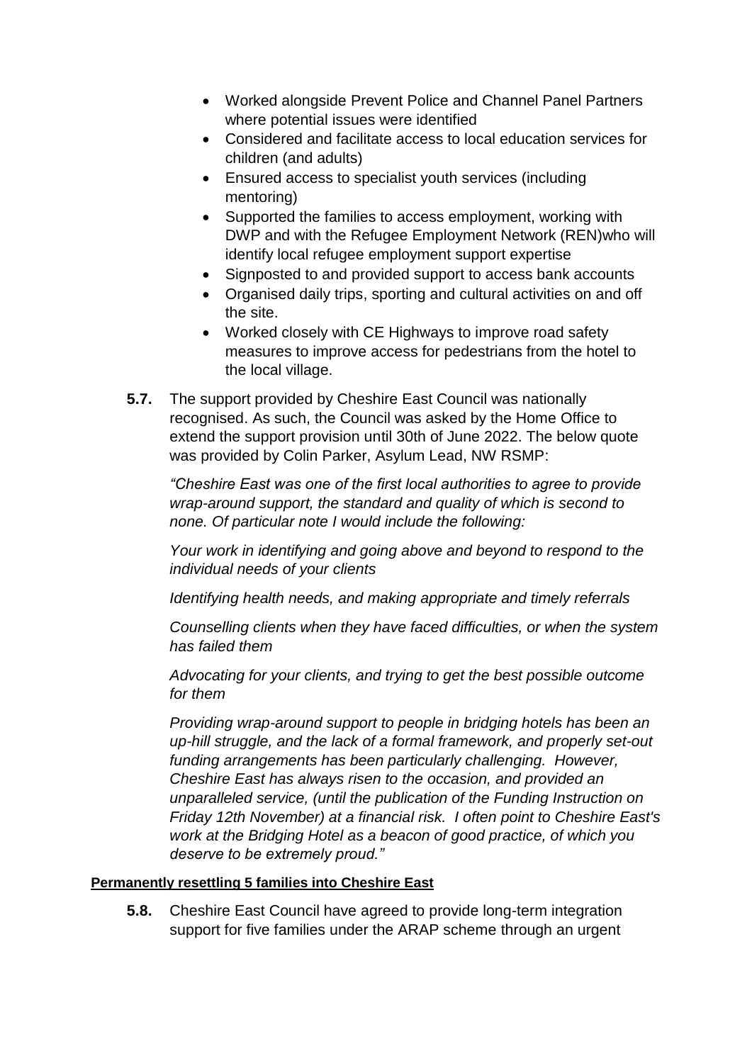- Worked alongside Prevent Police and Channel Panel Partners where potential issues were identified
- Considered and facilitate access to local education services for children (and adults)
- Ensured access to specialist youth services (including mentoring)
- Supported the families to access employment, working with DWP and with the Refugee Employment Network (REN)who will identify local refugee employment support expertise
- Signposted to and provided support to access bank accounts
- Organised daily trips, sporting and cultural activities on and off the site.
- Worked closely with CE Highways to improve road safety measures to improve access for pedestrians from the hotel to the local village.

**5.7.** The support provided by Cheshire East Council was nationally recognised. As such, the Council was asked by the Home Office to extend the support provision until 30th of June 2022. The below quote was provided by Colin Parker, Asylum Lead, NW RSMP:

*"Cheshire East was one of the first local authorities to agree to provide wrap-around support, the standard and quality of which is second to none. Of particular note I would include the following:*

*Your work in identifying and going above and beyond to respond to the individual needs of your clients*

*Identifying health needs, and making appropriate and timely referrals*

*Counselling clients when they have faced difficulties, or when the system has failed them*

*Advocating for your clients, and trying to get the best possible outcome for them*

*Providing wrap-around support to people in bridging hotels has been an up-hill struggle, and the lack of a formal framework, and properly set-out funding arrangements has been particularly challenging. However, Cheshire East has always risen to the occasion, and provided an unparalleled service, (until the publication of the Funding Instruction on Friday 12th November) at a financial risk. I often point to Cheshire East's work at the Bridging Hotel as a beacon of good practice, of which you deserve to be extremely proud."*

**Permanently resettling 5 families into Cheshire East**

**5.8.** Cheshire East Council have agreed to provide long-term integration support for five families under the ARAP scheme through an urgent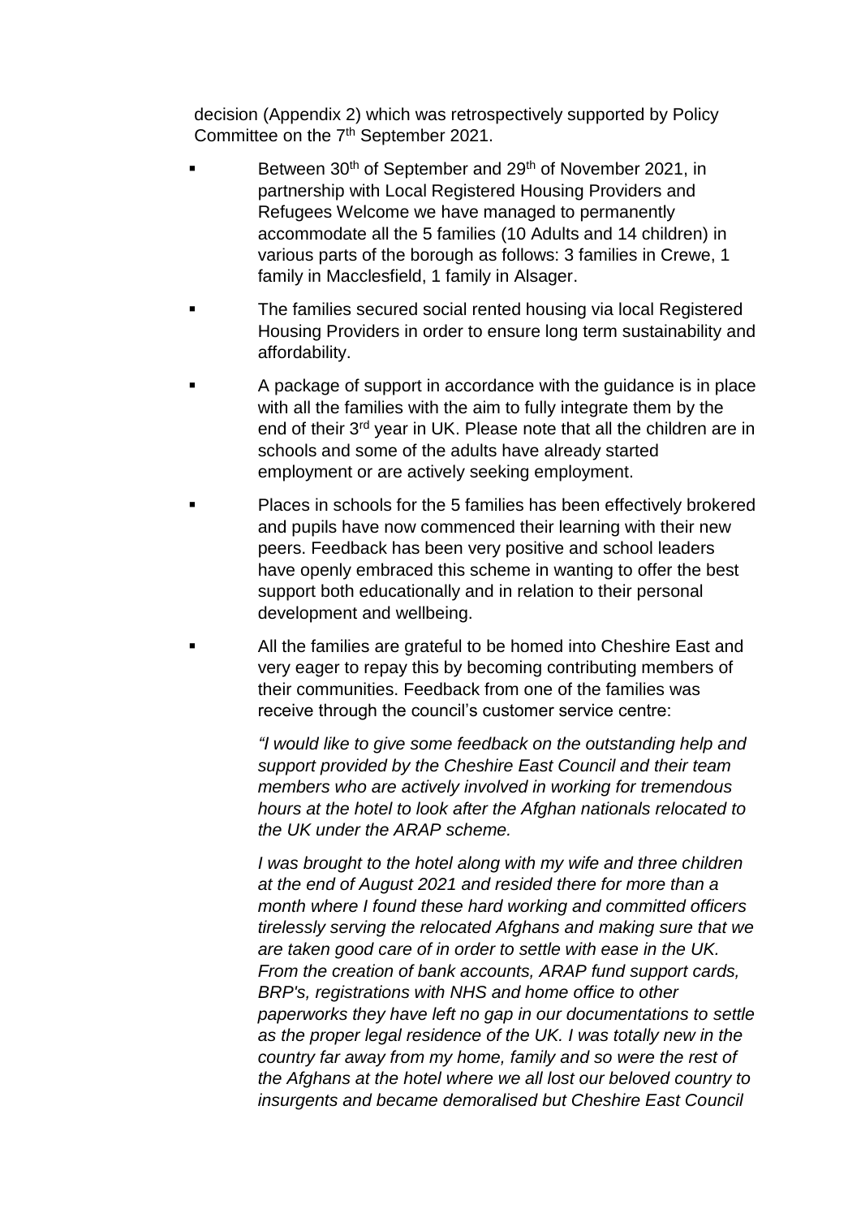decision (Appendix 2) which was retrospectively supported by Policy Committee on the 7th September 2021.

- Between 30th of September and 29th of November 2021, in partnership with Local Registered Housing Providers and Refugees Welcome we have managed to permanently accommodate all the 5 families (10 Adults and 14 children) in various parts of the borough as follows: 3 families in Crewe, 1 family in Macclesfield, 1 family in Alsager.
- The families secured social rented housing via local Registered Housing Providers in order to ensure long term sustainability and affordability.
- A package of support in accordance with the guidance is in place with all the families with the aim to fully integrate them by the end of their 3rd year in UK. Please note that all the children are in schools and some of the adults have already started employment or are actively seeking employment.
- Places in schools for the 5 families has been effectively brokered and pupils have now commenced their learning with their new peers. Feedback has been very positive and school leaders have openly embraced this scheme in wanting to offer the best support both educationally and in relation to their personal development and wellbeing.
- All the families are grateful to be homed into Cheshire East and very eager to repay this by becoming contributing members of their communities. Feedback from one of the families was receive through the council's customer service centre:

  *"I would like to give some feedback on the outstanding help and support provided by the Cheshire East Council and their team members who are actively involved in working for tremendous hours at the hotel to look after the Afghan nationals relocated to the UK under the ARAP scheme.*

  *I was brought to the hotel along with my wife and three children at the end of August 2021 and resided there for more than a month where I found these hard working and committed officers tirelessly serving the relocated Afghans and making sure that we are taken good care of in order to settle with ease in the UK. From the creation of bank accounts, ARAP fund support cards, BRP's, registrations with NHS and home office to other paperworks they have left no gap in our documentations to settle as the proper legal residence of the UK. I was totally new in the country far away from my home, family and so were the rest of the Afghans at the hotel where we all lost our beloved country to insurgents and became demoralised but Cheshire East Council*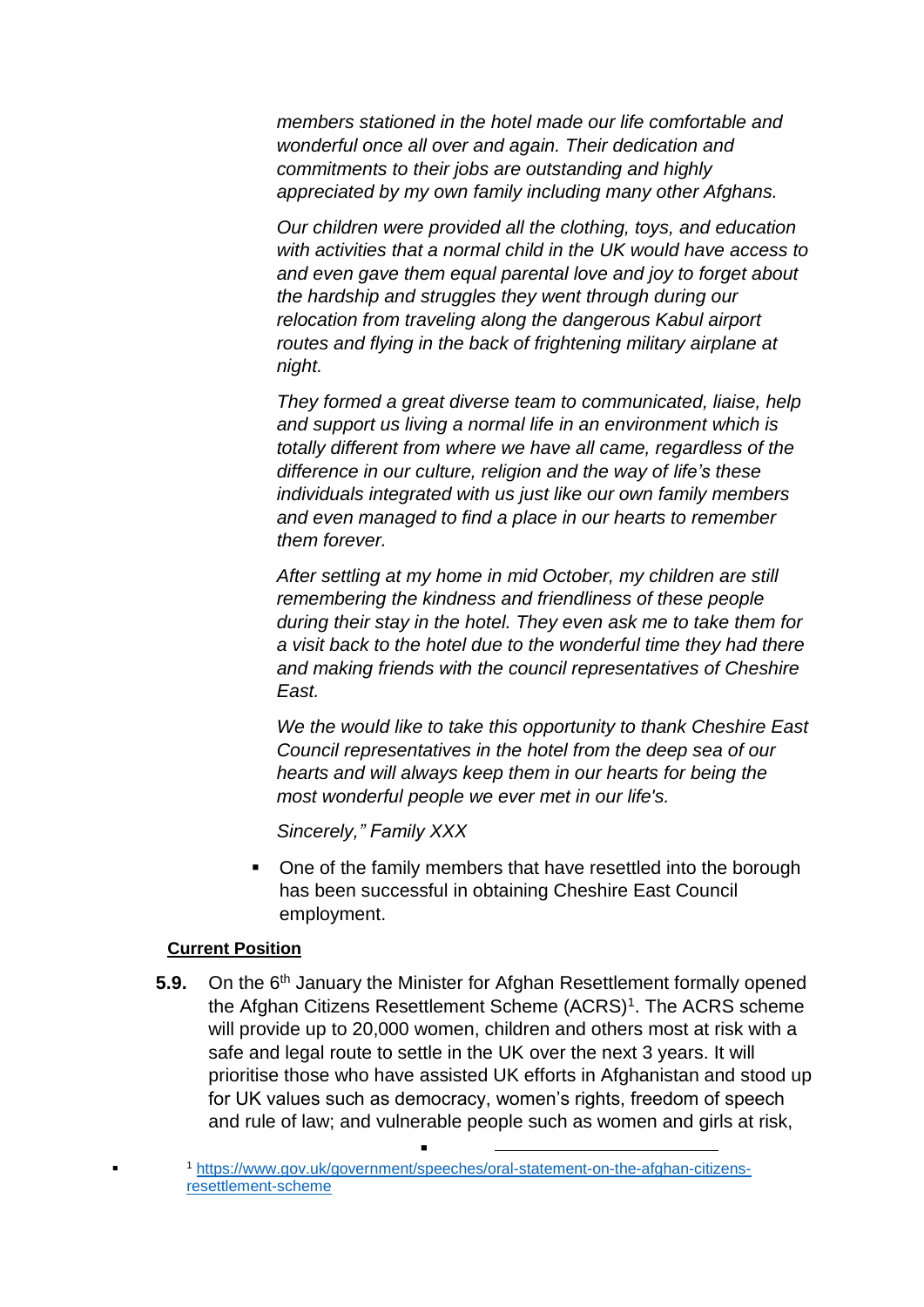*members stationed in the hotel made our life comfortable and wonderful once all over and again. Their dedication and commitments to their jobs are outstanding and highly appreciated by my own family including many other Afghans.*

*Our children were provided all the clothing, toys, and education with activities that a normal child in the UK would have access to and even gave them equal parental love and joy to forget about the hardship and struggles they went through during our relocation from traveling along the dangerous Kabul airport routes and flying in the back of frightening military airplane at night.*

*They formed a great diverse team to communicated, liaise, help and support us living a normal life in an environment which is totally different from where we have all came, regardless of the difference in our culture, religion and the way of life's these individuals integrated with us just like our own family members and even managed to find a place in our hearts to remember them forever.*

*After settling at my home in mid October, my children are still remembering the kindness and friendliness of these people during their stay in the hotel. They even ask me to take them for a visit back to the hotel due to the wonderful time they had there and making friends with the council representatives of Cheshire East.*

*We the would like to take this opportunity to thank Cheshire East Council representatives in the hotel from the deep sea of our hearts and will always keep them in our hearts for being the most wonderful people we ever met in our life's.*

*Sincerely," Family XXX*

- One of the family members that have resettled into the borough has been successful in obtaining Cheshire East Council employment.

**Current Position**

**5.9.** On the 6th January the Minister for Afghan Resettlement formally opened the Afghan Citizens Resettlement Scheme (ACRS)[1]. The ACRS scheme will provide up to 20,000 women, children and others most at risk with a safe and legal route to settle in the UK over the next 3 years. It will prioritise those who have assisted UK efforts in Afghanistan and stood up for UK values such as democracy, women's rights, freedom of speech and rule of law; and vulnerable people such as women and girls at risk,

[1] https://www.gov.uk/government/speeches/oral-statement-on-the-afghan-citizens-resettlement-scheme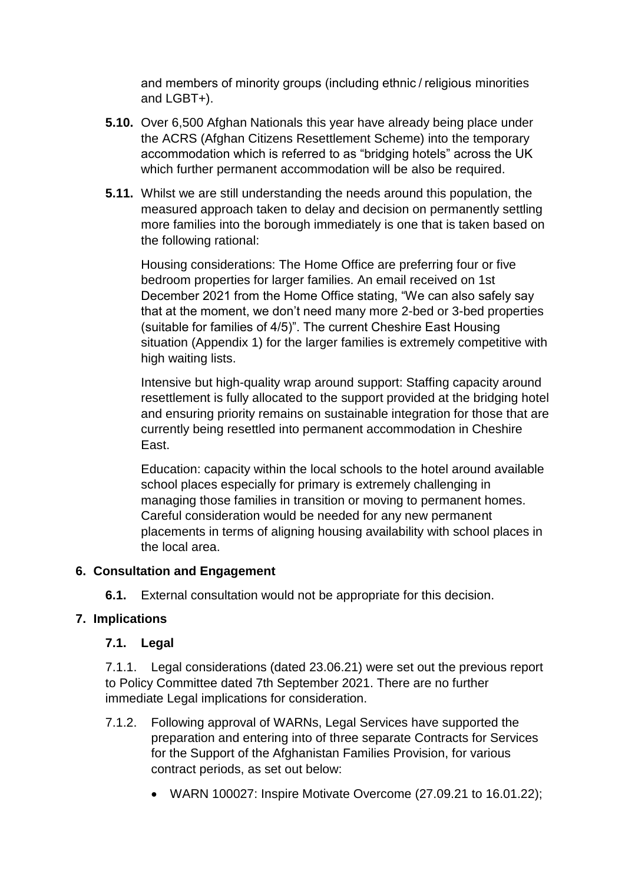and members of minority groups (including ethnic / religious minorities and LGBT+).

**5.10.** Over 6,500 Afghan Nationals this year have already being place under the ACRS (Afghan Citizens Resettlement Scheme) into the temporary accommodation which is referred to as "bridging hotels" across the UK which further permanent accommodation will be also be required.

**5.11.** Whilst we are still understanding the needs around this population, the measured approach taken to delay and decision on permanently settling more families into the borough immediately is one that is taken based on the following rational:

Housing considerations: The Home Office are preferring four or five bedroom properties for larger families. An email received on 1st December 2021 from the Home Office stating, "We can also safely say that at the moment, we don't need many more 2-bed or 3-bed properties (suitable for families of 4/5)". The current Cheshire East Housing situation (Appendix 1) for the larger families is extremely competitive with high waiting lists.

Intensive but high-quality wrap around support: Staffing capacity around resettlement is fully allocated to the support provided at the bridging hotel and ensuring priority remains on sustainable integration for those that are currently being resettled into permanent accommodation in Cheshire East.

Education: capacity within the local schools to the hotel around available school places especially for primary is extremely challenging in managing those families in transition or moving to permanent homes. Careful consideration would be needed for any new permanent placements in terms of aligning housing availability with school places in the local area.

## 6. Consultation and Engagement

**6.1.** External consultation would not be appropriate for this decision.

## 7. Implications

### 7.1. Legal

7.1.1. Legal considerations (dated 23.06.21) were set out the previous report to Policy Committee dated 7th September 2021. There are no further immediate Legal implications for consideration.

7.1.2. Following approval of WARNs, Legal Services have supported the preparation and entering into of three separate Contracts for Services for the Support of the Afghanistan Families Provision, for various contract periods, as set out below:

- WARN 100027: Inspire Motivate Overcome (27.09.21 to 16.01.22);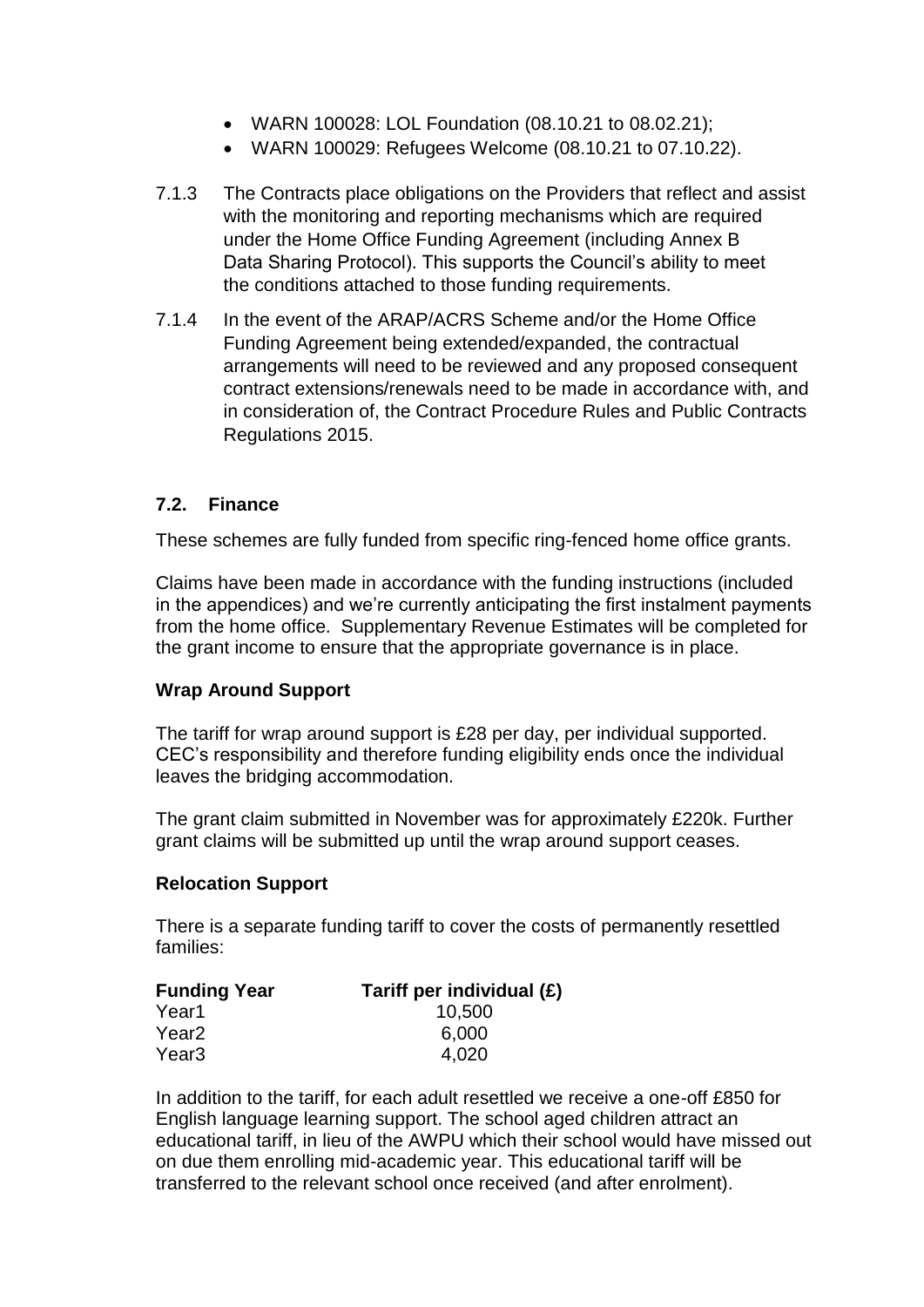- WARN 100028: LOL Foundation (08.10.21 to 08.02.21);
- WARN 100029: Refugees Welcome (08.10.21 to 07.10.22).

7.1.3 The Contracts place obligations on the Providers that reflect and assist with the monitoring and reporting mechanisms which are required under the Home Office Funding Agreement (including Annex B Data Sharing Protocol). This supports the Council's ability to meet the conditions attached to those funding requirements.

7.1.4 In the event of the ARAP/ACRS Scheme and/or the Home Office Funding Agreement being extended/expanded, the contractual arrangements will need to be reviewed and any proposed consequent contract extensions/renewals need to be made in accordance with, and in consideration of, the Contract Procedure Rules and Public Contracts Regulations 2015.

### 7.2. Finance

These schemes are fully funded from specific ring-fenced home office grants.

Claims have been made in accordance with the funding instructions (included in the appendices) and we're currently anticipating the first instalment payments from the home office. Supplementary Revenue Estimates will be completed for the grant income to ensure that the appropriate governance is in place.

**Wrap Around Support**

The tariff for wrap around support is £28 per day, per individual supported. CEC's responsibility and therefore funding eligibility ends once the individual leaves the bridging accommodation.

The grant claim submitted in November was for approximately £220k. Further grant claims will be submitted up until the wrap around support ceases.

**Relocation Support**

There is a separate funding tariff to cover the costs of permanently resettled families:

| Funding Year | Tariff per individual (£) |
|---|---|
| Year1 | 10,500 |
| Year2 | 6,000 |
| Year3 | 4,020 |

In addition to the tariff, for each adult resettled we receive a one-off £850 for English language learning support. The school aged children attract an educational tariff, in lieu of the AWPU which their school would have missed out on due them enrolling mid-academic year. This educational tariff will be transferred to the relevant school once received (and after enrolment).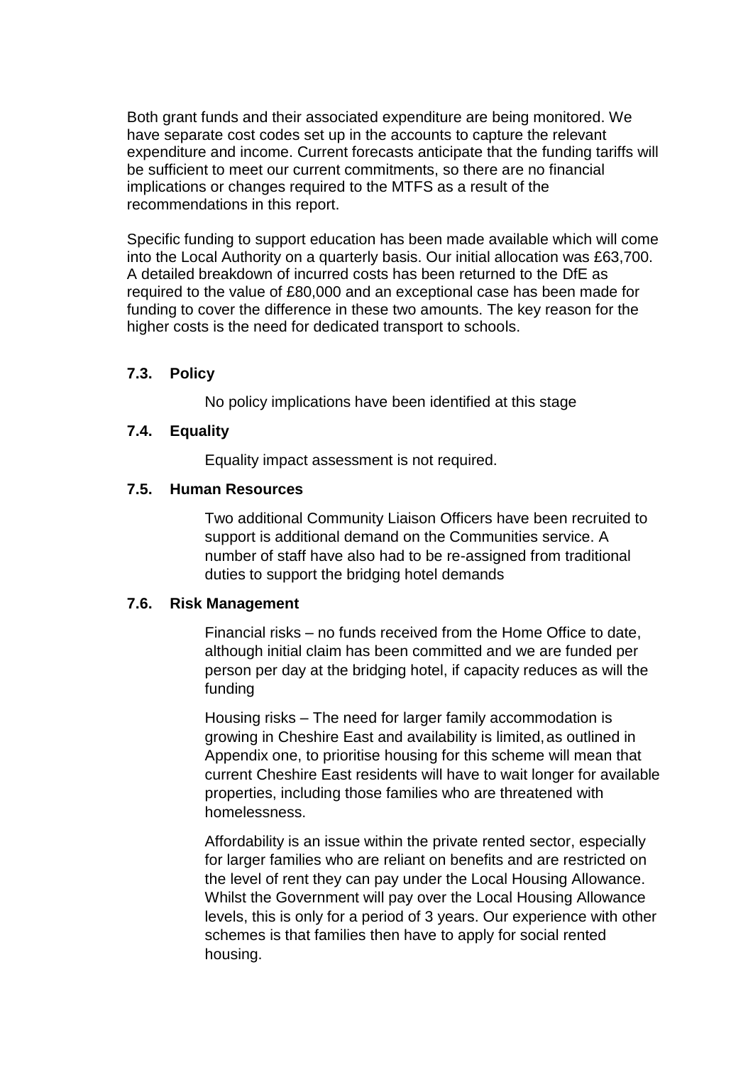Both grant funds and their associated expenditure are being monitored. We have separate cost codes set up in the accounts to capture the relevant expenditure and income. Current forecasts anticipate that the funding tariffs will be sufficient to meet our current commitments, so there are no financial implications or changes required to the MTFS as a result of the recommendations in this report.

Specific funding to support education has been made available which will come into the Local Authority on a quarterly basis. Our initial allocation was £63,700. A detailed breakdown of incurred costs has been returned to the DfE as required to the value of £80,000 and an exceptional case has been made for funding to cover the difference in these two amounts. The key reason for the higher costs is the need for dedicated transport to schools.

### 7.3. Policy

No policy implications have been identified at this stage

### 7.4. Equality

Equality impact assessment is not required.

### 7.5. Human Resources

Two additional Community Liaison Officers have been recruited to support is additional demand on the Communities service. A number of staff have also had to be re-assigned from traditional duties to support the bridging hotel demands

### 7.6. Risk Management

Financial risks – no funds received from the Home Office to date, although initial claim has been committed and we are funded per person per day at the bridging hotel, if capacity reduces as will the funding

Housing risks – The need for larger family accommodation is growing in Cheshire East and availability is limited, as outlined in Appendix one, to prioritise housing for this scheme will mean that current Cheshire East residents will have to wait longer for available properties, including those families who are threatened with homelessness.

Affordability is an issue within the private rented sector, especially for larger families who are reliant on benefits and are restricted on the level of rent they can pay under the Local Housing Allowance. Whilst the Government will pay over the Local Housing Allowance levels, this is only for a period of 3 years. Our experience with other schemes is that families then have to apply for social rented housing.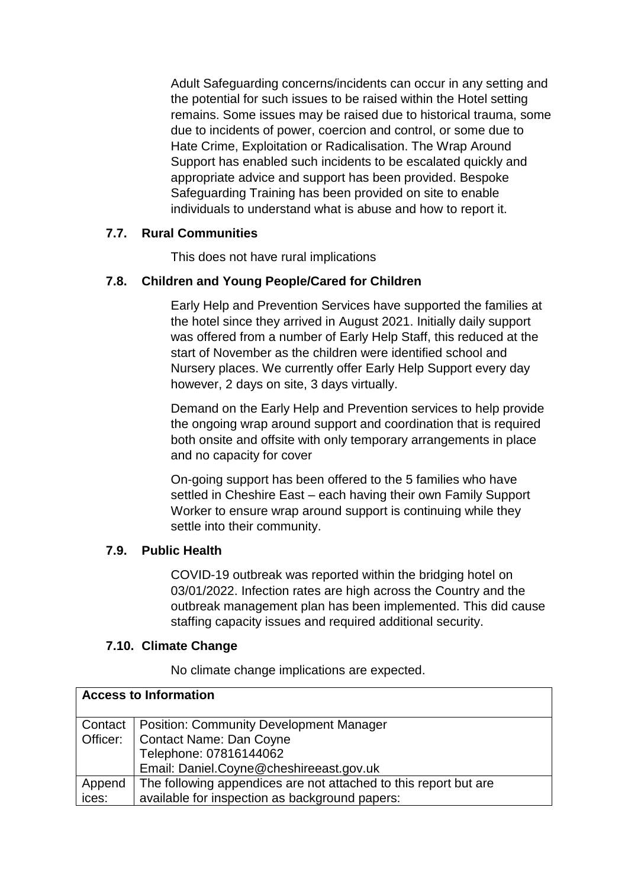Adult Safeguarding concerns/incidents can occur in any setting and the potential for such issues to be raised within the Hotel setting remains. Some issues may be raised due to historical trauma, some due to incidents of power, coercion and control, or some due to Hate Crime, Exploitation or Radicalisation. The Wrap Around Support has enabled such incidents to be escalated quickly and appropriate advice and support has been provided. Bespoke Safeguarding Training has been provided on site to enable individuals to understand what is abuse and how to report it.

### 7.7. Rural Communities

This does not have rural implications

### 7.8. Children and Young People/Cared for Children

Early Help and Prevention Services have supported the families at the hotel since they arrived in August 2021. Initially daily support was offered from a number of Early Help Staff, this reduced at the start of November as the children were identified school and Nursery places. We currently offer Early Help Support every day however, 2 days on site, 3 days virtually.

Demand on the Early Help and Prevention services to help provide the ongoing wrap around support and coordination that is required both onsite and offsite with only temporary arrangements in place and no capacity for cover

On-going support has been offered to the 5 families who have settled in Cheshire East – each having their own Family Support Worker to ensure wrap around support is continuing while they settle into their community.

### 7.9. Public Health

COVID-19 outbreak was reported within the bridging hotel on 03/01/2022. Infection rates are high across the Country and the outbreak management plan has been implemented. This did cause staffing capacity issues and required additional security.

### 7.10. Climate Change

No climate change implications are expected.

| **Access to Information** | |
|---|---|
| Contact Officer: | Position: Community Development Manager<br>Contact Name: Dan Coyne<br>Telephone: 07816144062<br>Email: Daniel.Coyne@cheshireeast.gov.uk |
| Appendices: | The following appendices are not attached to this report but are available for inspection as background papers: |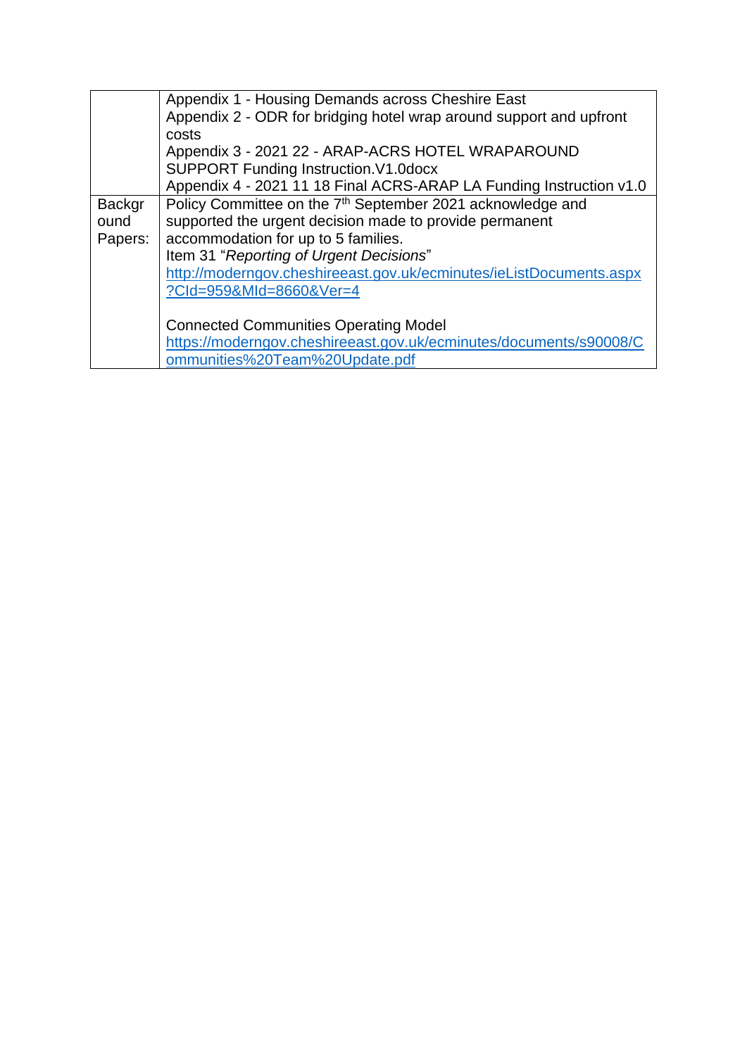| | |
|---|---|
| | Appendix 1 - Housing Demands across Cheshire East<br>Appendix 2 - ODR for bridging hotel wrap around support and upfront costs<br>Appendix 3 - 2021 22 - ARAP-ACRS HOTEL WRAPAROUND SUPPORT Funding Instruction.V1.0docx<br>Appendix 4 - 2021 11 18 Final ACRS-ARAP LA Funding Instruction v1.0 |
| Background Papers: | Policy Committee on the 7th September 2021 acknowledge and supported the urgent decision made to provide permanent accommodation for up to 5 families.<br>Item 31 "*Reporting of Urgent Decisions*"<br>http://moderngov.cheshireeast.gov.uk/ecminutes/ieListDocuments.aspx?CId=959&MId=8660&Ver=4<br><br>Connected Communities Operating Model<br>https://moderngov.cheshireeast.gov.uk/ecminutes/documents/s90008/Communities%20Team%20Update.pdf |